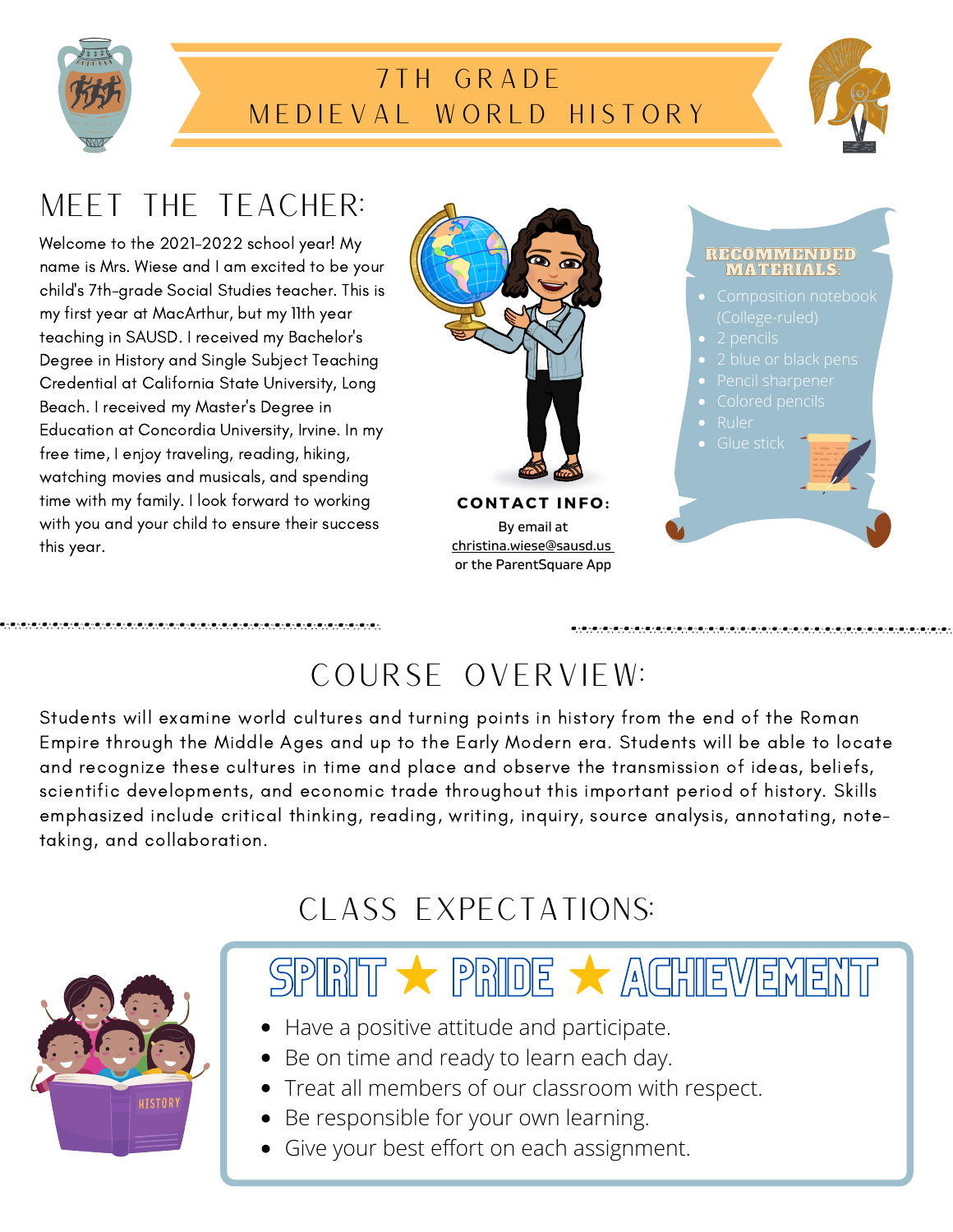# 7TH GRADE MEDIEVAL WORLD HISTORY

## MEET THE TEACHER:

Welcome to the 2021-2022 school year! My name is Mrs. Wiese and I am excited to be your child's 7th-grade Social Studies teacher. This is my first year at MacArthur, but my 11th year teaching in SAUSD. I received my Bachelor's Degree in History and Single Subject Teaching Credential at California State University, Long Beach. I received my Master's Degree in Education at Concordia University, Irvine. In my free time, I enjoy traveling, reading, hiking, watching movies and musicals, and spending time with my family. I look forward to working with you and your child to ensure their success this year.

**CONTACT INFO:**

By email at christina.wiese@sausd.us or the ParentSquare App

**RECOMMENDED MATERIALS:**

- Composition notebook (College-ruled)
- 2 pencils
- 2 blue or black pens
- Pencil sharpener
- Colored pencils
- Ruler
- Glue stick

## COURSE OVERVIEW:

Students will examine world cultures and turning points in history from the end of the Roman Empire through the Middle Ages and up to the Early Modern era. Students will be able to locate and recognize these cultures in time and place and observe the transmission of ideas, beliefs, scientific developments, and economic trade throughout this important period of history. Skills emphasized include critical thinking, reading, writing, inquiry, source analysis, annotating, note-taking, and collaboration.

## CLASS EXPECTATIONS:

**SPIRIT ★ PRIDE ★ ACHIEVEMENT**

- Have a positive attitude and participate.
- Be on time and ready to learn each day.
- Treat all members of our classroom with respect.
- Be responsible for your own learning.
- Give your best effort on each assignment.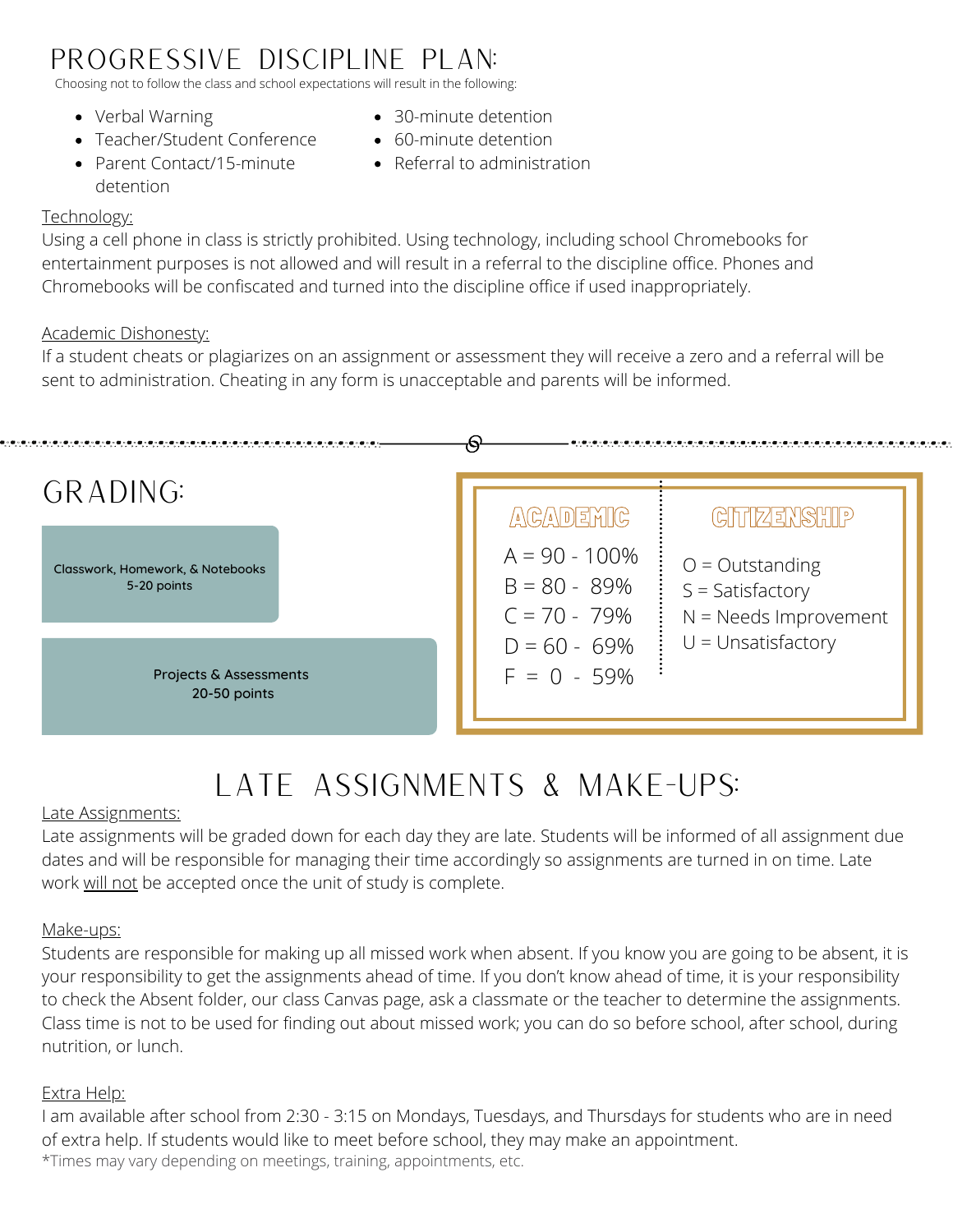## PROGRESSIVE DISCIPLINE PLAN:

Choosing not to follow the class and school expectations will result in the following:

- Verbal Warning
- Teacher/Student Conference
- Parent Contact/15-minute detention
- 30-minute detention
- 60-minute detention
- Referral to administration

Technology:

Using a cell phone in class is strictly prohibited. Using technology, including school Chromebooks for entertainment purposes is not allowed and will result in a referral to the discipline office. Phones and Chromebooks will be confiscated and turned into the discipline office if used inappropriately.

Academic Dishonesty:

If a student cheats or plagiarizes on an assignment or assessment they will receive a zero and a referral will be sent to administration. Cheating in any form is unacceptable and parents will be informed.

## GRADING:

Classwork, Homework, & Notebooks
5-20 points

Projects & Assessments
20-50 points

| ACADEMIC | CITIZENSHIP |
|---|---|
| A = 90 - 100% | O = Outstanding |
| B = 80 - 89% | S = Satisfactory |
| C = 70 - 79% | N = Needs Improvement |
| D = 60 - 69% | U = Unsatisfactory |
| F = 0 - 59% | |

## LATE ASSIGNMENTS & MAKE-UPS:

Late Assignments:

Late assignments will be graded down for each day they are late. Students will be informed of all assignment due dates and will be responsible for managing their time accordingly so assignments are turned in on time. Late work will not be accepted once the unit of study is complete.

Make-ups:

Students are responsible for making up all missed work when absent. If you know you are going to be absent, it is your responsibility to get the assignments ahead of time. If you don't know ahead of time, it is your responsibility to check the Absent folder, our class Canvas page, ask a classmate or the teacher to determine the assignments. Class time is not to be used for finding out about missed work; you can do so before school, after school, during nutrition, or lunch.

Extra Help:

I am available after school from 2:30 - 3:15 on Mondays, Tuesdays, and Thursdays for students who are in need of extra help. If students would like to meet before school, they may make an appointment.

*Times may vary depending on meetings, training, appointments, etc.